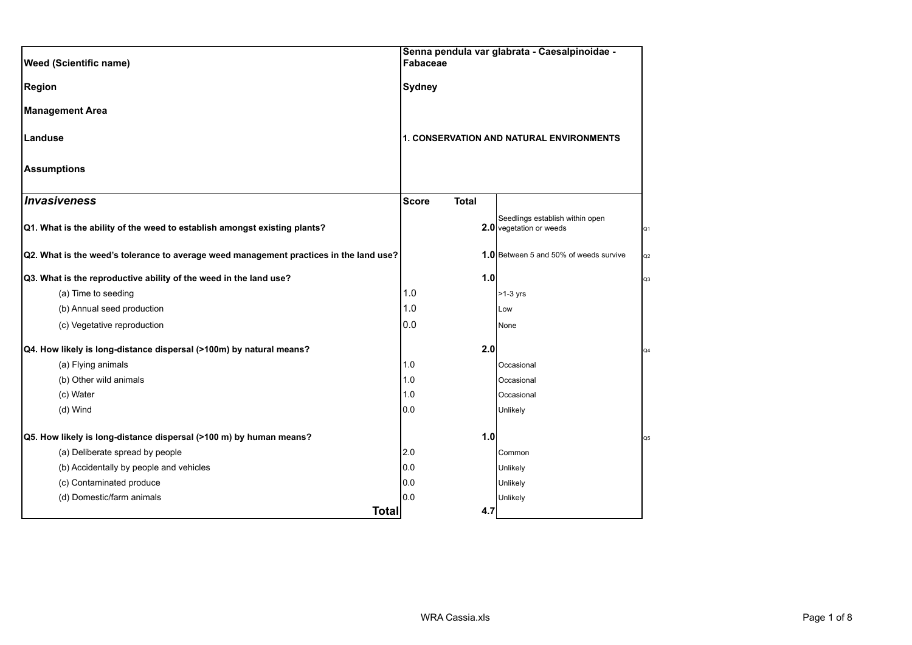| Weed (Scientific name) | Senna pendula var glabrata - Caesalpinoidae - Fabaceae | | |
|---|---|---|---|
| Region | Sydney | | |
| Management Area | | | |
| Landuse | 1. CONSERVATION AND NATURAL ENVIRONMENTS | | |
| Assumptions | | | |
| ***Invasiveness*** | **Score** | **Total** | |
| **Q1. What is the ability of the weed to establish amongst existing plants?** | | **2.0** | Seedlings establish within open vegetation or weeds |
| **Q2. What is the weed's tolerance to average weed management practices in the land use?** | | **1.0** | Between 5 and 50% of weeds survive |
| **Q3. What is the reproductive ability of the weed in the land use?** | | **1.0** | |
| (a) Time to seeding | 1.0 | | >1-3 yrs |
| (b) Annual seed production | 1.0 | | Low |
| (c) Vegetative reproduction | 0.0 | | None |
| **Q4. How likely is long-distance dispersal (>100m) by natural means?** | | **2.0** | |
| (a) Flying animals | 1.0 | | Occasional |
| (b) Other wild animals | 1.0 | | Occasional |
| (c) Water | 1.0 | | Occasional |
| (d) Wind | 0.0 | | Unlikely |
| **Q5. How likely is long-distance dispersal (>100 m) by human means?** | | **1.0** | |
| (a) Deliberate spread by people | 2.0 | | Common |
| (b) Accidentally by people and vehicles | 0.0 | | Unlikely |
| (c) Contaminated produce | 0.0 | | Unlikely |
| (d) Domestic/farm animals | 0.0 | | Unlikely |
| **Total** | | **4.7** | |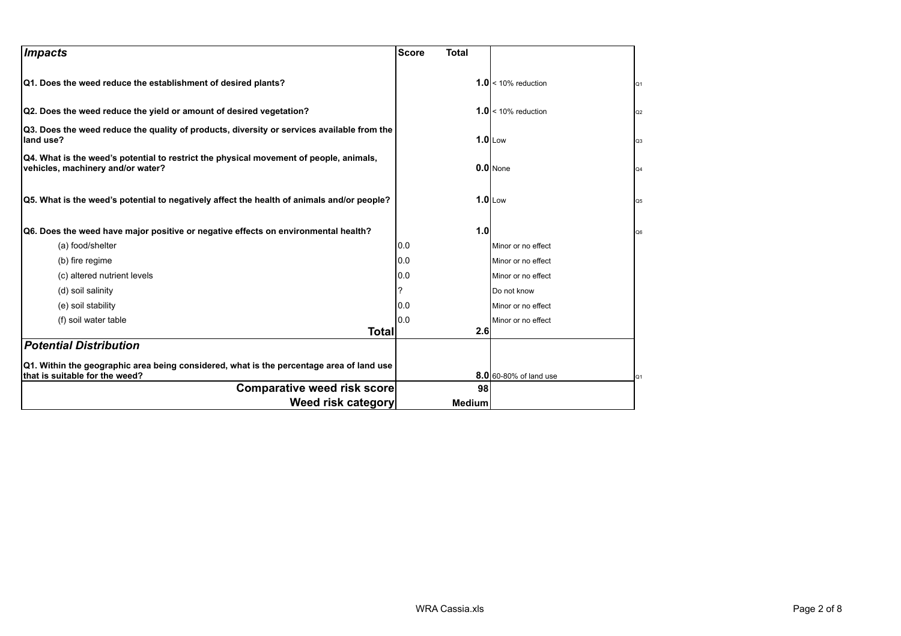| *Impacts* | Score | Total | | |
|---|---|---|---|---|
| **Q1. Does the weed reduce the establishment of desired plants?** | | **1.0** | < 10% reduction | Q1 |
| **Q2. Does the weed reduce the yield or amount of desired vegetation?** | | **1.0** | < 10% reduction | Q2 |
| **Q3. Does the weed reduce the quality of products, diversity or services available from the land use?** | | **1.0** | Low | Q3 |
| **Q4. What is the weed's potential to restrict the physical movement of people, animals, vehicles, machinery and/or water?** | | **0.0** | None | Q4 |
| **Q5. What is the weed's potential to negatively affect the health of animals and/or people?** | | **1.0** | Low | Q5 |
| **Q6. Does the weed have major positive or negative effects on environmental health?** | | **1.0** | | Q6 |
| (a) food/shelter | 0.0 | | Minor or no effect | |
| (b) fire regime | 0.0 | | Minor or no effect | |
| (c) altered nutrient levels | 0.0 | | Minor or no effect | |
| (d) soil salinity | ? | | Do not know | |
| (e) soil stability | 0.0 | | Minor or no effect | |
| (f) soil water table | 0.0 | | Minor or no effect | |
| **Total** | | **2.6** | | |
| ***Potential Distribution*** | | | | |
| **Q1. Within the geographic area being considered, what is the percentage area of land use that is suitable for the weed?** | | **8.0** | 60-80% of land use | Q1 |
| **Comparative weed risk score** | | **98** | | |
| **Weed risk category** | | **Medium** | | |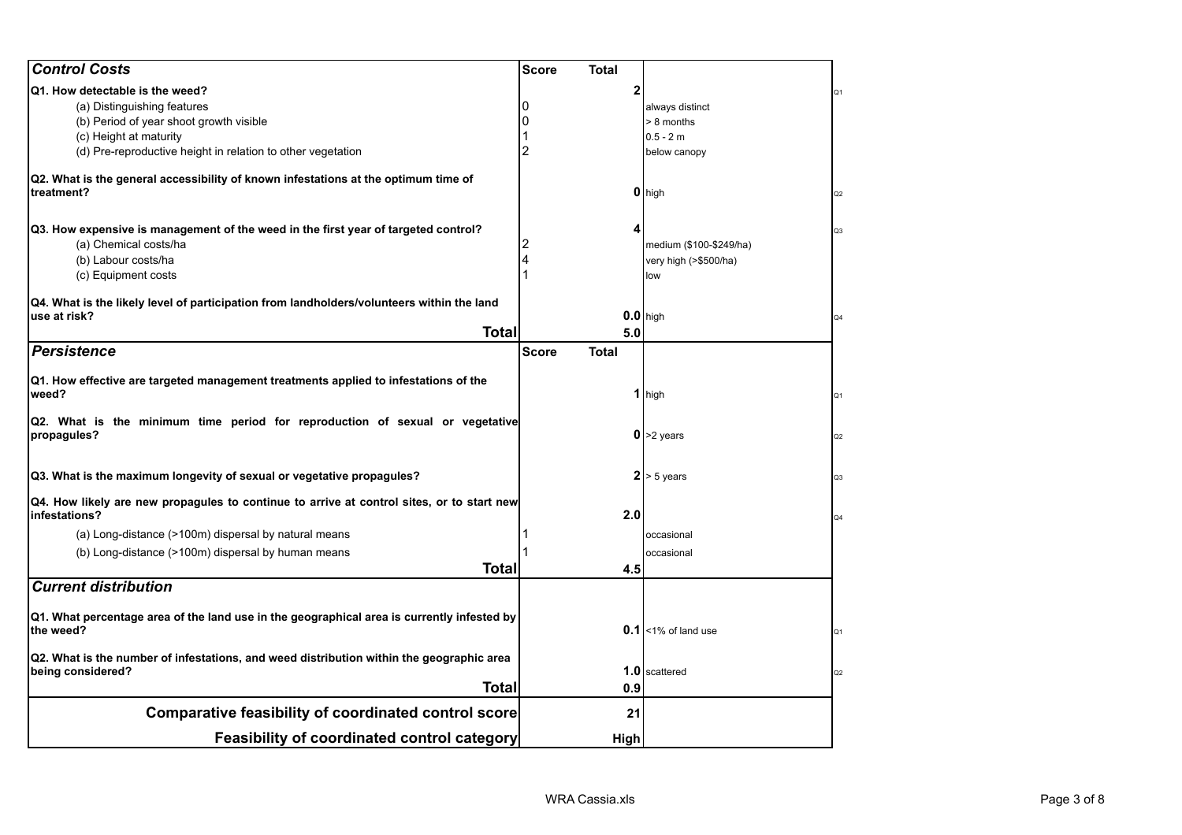| Control Costs | Score | Total | | |
|---|---|---|---|---|
| **Q1. How detectable is the weed?** | | **2** | | Q1 |
| (a) Distinguishing features | 0 | | always distinct | |
| (b) Period of year shoot growth visible | 0 | | > 8 months | |
| (c) Height at maturity | 1 | | 0.5 - 2 m | |
| (d) Pre-reproductive height in relation to other vegetation | 2 | | below canopy | |
| **Q2. What is the general accessibility of known infestations at the optimum time of treatment?** | | **0** | high | Q2 |
| **Q3. How expensive is management of the weed in the first year of targeted control?** | | **4** | | Q3 |
| (a) Chemical costs/ha | 2 | | medium ($100-$249/ha) | |
| (b) Labour costs/ha | 4 | | very high (>$500/ha) | |
| (c) Equipment costs | 1 | | low | |
| **Q4. What is the likely level of participation from landholders/volunteers within the land use at risk?** | | **0.0** | high | Q4 |
| **Total** | | **5.0** | | |

| Persistence | Score | Total | | |
|---|---|---|---|---|
| **Q1. How effective are targeted management treatments applied to infestations of the weed?** | | **1** | high | Q1 |
| **Q2. What is the minimum time period for reproduction of sexual or vegetative propagules?** | | **0** | >2 years | Q2 |
| **Q3. What is the maximum longevity of sexual or vegetative propagules?** | | **2** | > 5 years | Q3 |
| **Q4. How likely are new propagules to continue to arrive at control sites, or to start new infestations?** | | **2.0** | | Q4 |
| (a) Long-distance (>100m) dispersal by natural means | 1 | | occasional | |
| (b) Long-distance (>100m) dispersal by human means | 1 | | occasional | |
| **Total** | | **4.5** | | |

| Current distribution | | | | |
|---|---|---|---|---|
| **Q1. What percentage area of the land use in the geographical area is currently infested by the weed?** | | **0.1** | <1% of land use | Q1 |
| **Q2. What is the number of infestations, and weed distribution within the geographic area being considered?** | | **1.0** | scattered | Q2 |
| **Total** | | **0.9** | | |

| | | | |
|---|---|---|---|
| **Comparative feasibility of coordinated control score** | | **21** | |
| **Feasibility of coordinated control category** | | **High** | |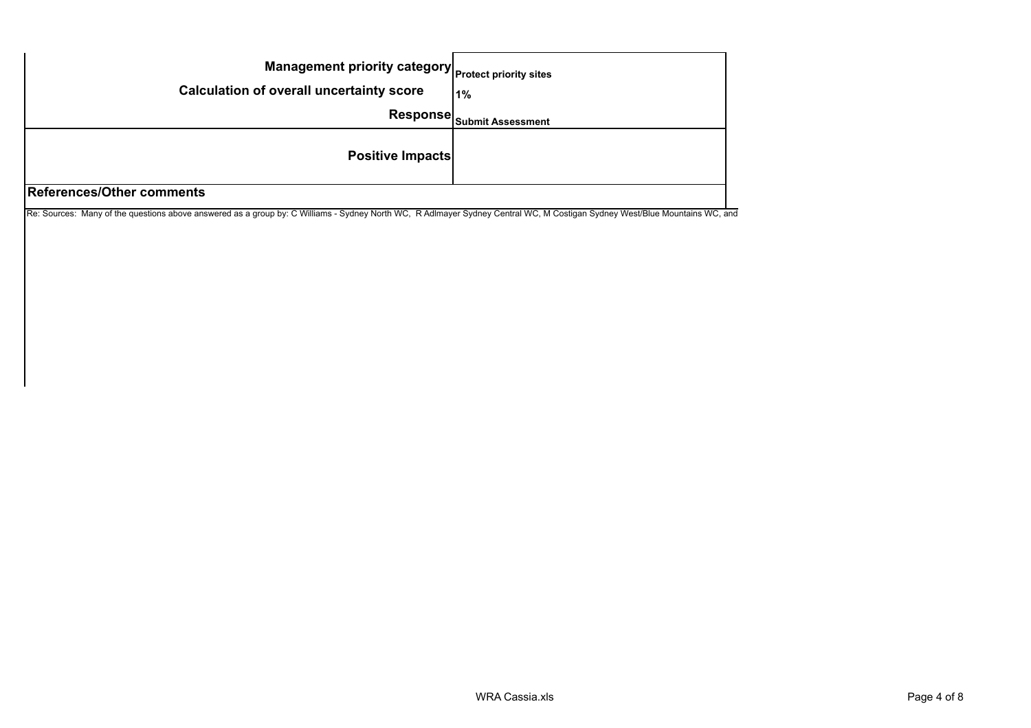| | |
|---|---|
| **Management priority category** | **Protect priority sites** |
| **Calculation of overall uncertainty score** | **1%** |
| **Response** | **Submit Assessment** |
| **Positive Impacts** | |

**References/Other comments**

Re: Sources: Many of the questions above answered as a group by: C Williams - Sydney North WC, R Adlmayer Sydney Central WC, M Costigan Sydney West/Blue Mountains WC, and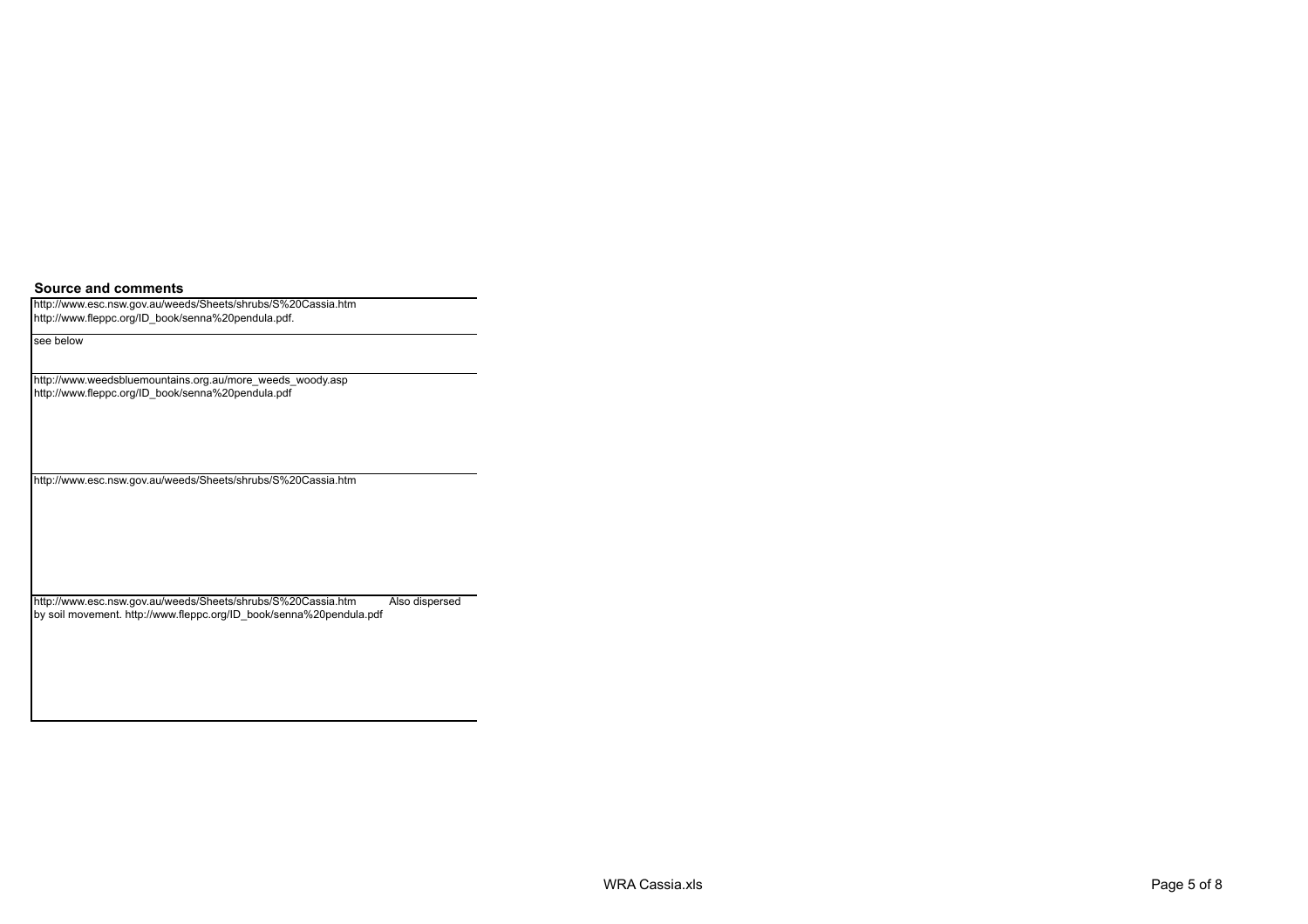**Source and comments**

| Source and comments |
|---|
| http://www.esc.nsw.gov.au/weeds/Sheets/shrubs/S%20Cassia.htm http://www.fleppc.org/ID_book/senna%20pendula.pdf. |
| see below |
| http://www.weedsbluemountains.org.au/more_weeds_woody.asp http://www.fleppc.org/ID_book/senna%20pendula.pdf |
| http://www.esc.nsw.gov.au/weeds/Sheets/shrubs/S%20Cassia.htm |
| http://www.esc.nsw.gov.au/weeds/Sheets/shrubs/S%20Cassia.htm Also dispersed by soil movement. http://www.fleppc.org/ID_book/senna%20pendula.pdf |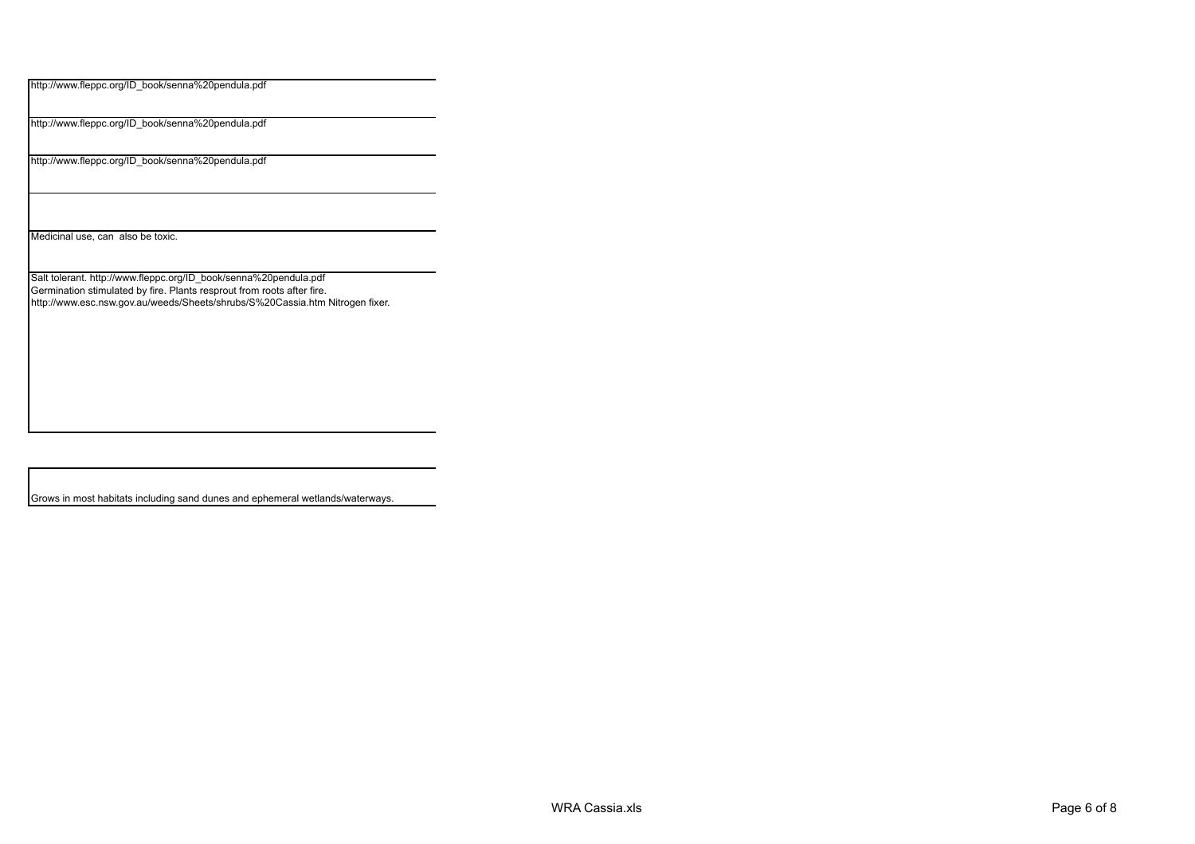| |
|---|
| http://www.fleppc.org/ID_book/senna%20pendula.pdf |
| http://www.fleppc.org/ID_book/senna%20pendula.pdf |
| http://www.fleppc.org/ID_book/senna%20pendula.pdf |
| |
| Medicinal use, can also be toxic. |
| Salt tolerant. http://www.fleppc.org/ID_book/senna%20pendula.pdf<br>Germination stimulated by fire. Plants resprout from roots after fire.<br>http://www.esc.nsw.gov.au/weeds/Sheets/shrubs/S%20Cassia.htm Nitrogen fixer. |

| |
|---|
| Grows in most habitats including sand dunes and ephemeral wetlands/waterways. |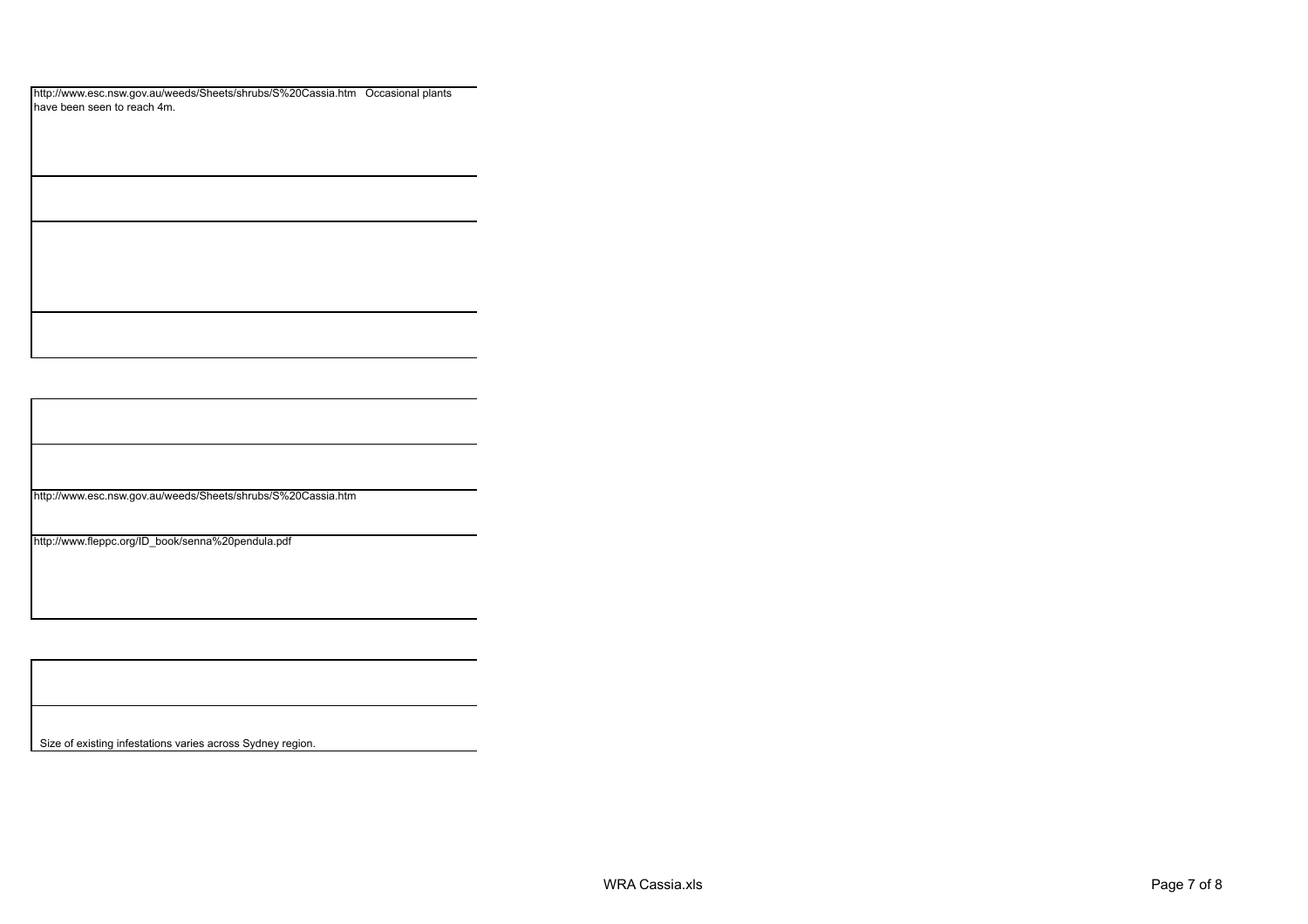http://www.esc.nsw.gov.au/weeds/Sheets/shrubs/S%20Cassia.htm Occasional plants have been seen to reach 4m.

http://www.esc.nsw.gov.au/weeds/Sheets/shrubs/S%20Cassia.htm

http://www.fleppc.org/ID_book/senna%20pendula.pdf

Size of existing infestations varies across Sydney region.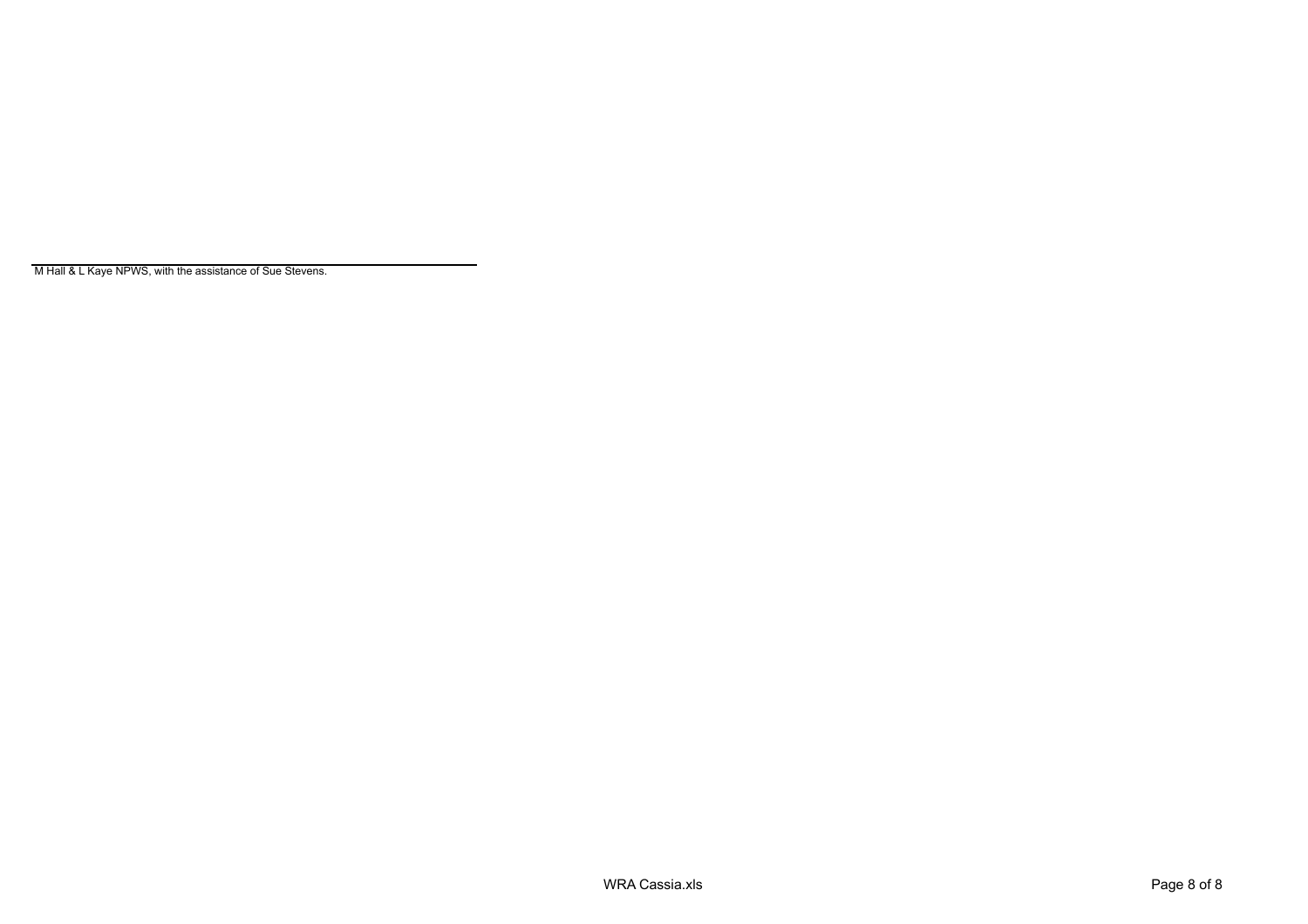M Hall & L Kaye NPWS, with the assistance of Sue Stevens.